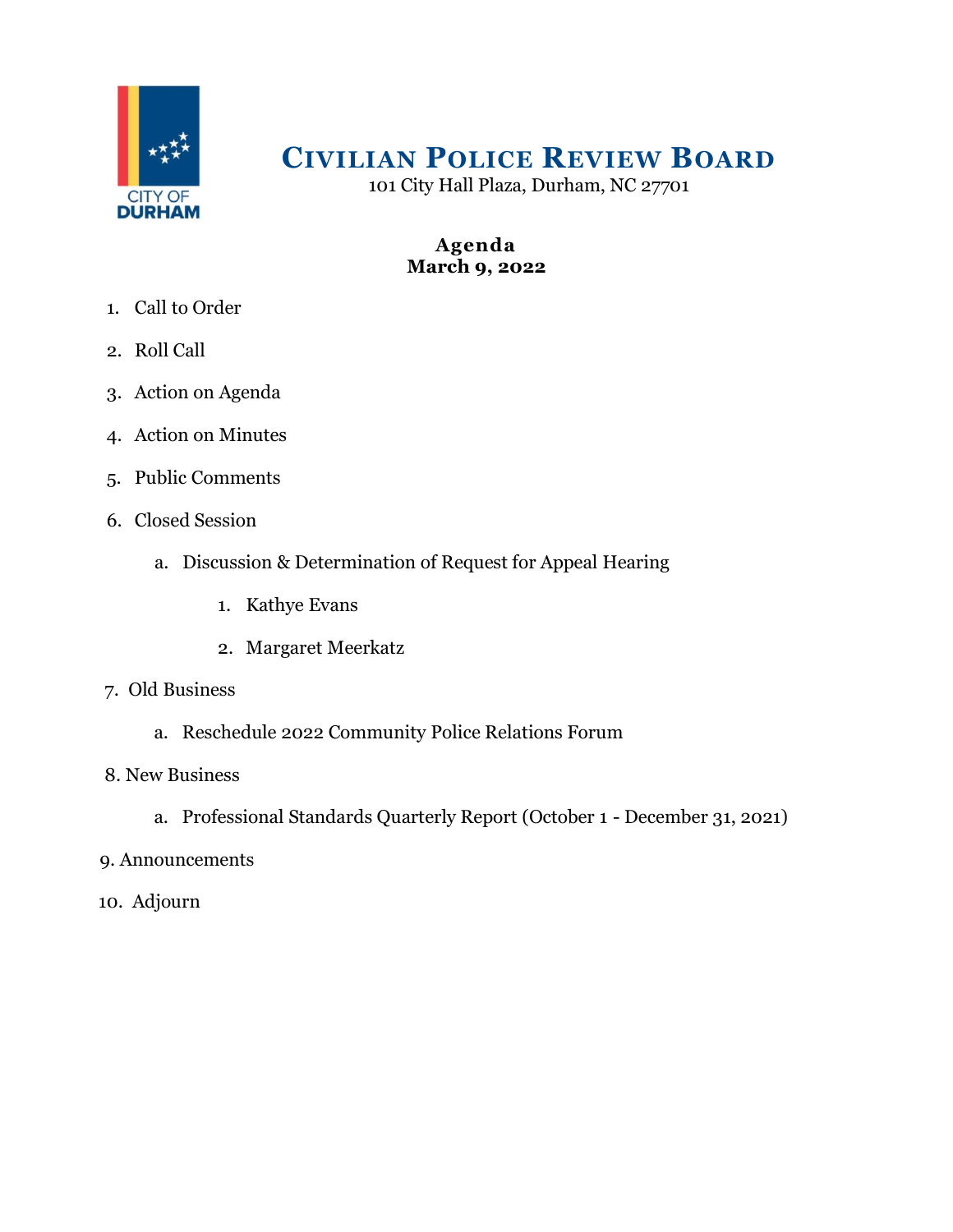# Civilian Police Review Board

101 City Hall Plaza, Durham, NC 27701

**Agenda**
**March 9, 2022**

1. Call to Order
2. Roll Call
3. Action on Agenda
4. Action on Minutes
5. Public Comments
6. Closed Session
    a. Discussion & Determination of Request for Appeal Hearing
        1. Kathye Evans
        2. Margaret Meerkatz
7. Old Business
    a. Reschedule 2022 Community Police Relations Forum
8. New Business
    a. Professional Standards Quarterly Report (October 1 - December 31, 2021)
9. Announcements
10. Adjourn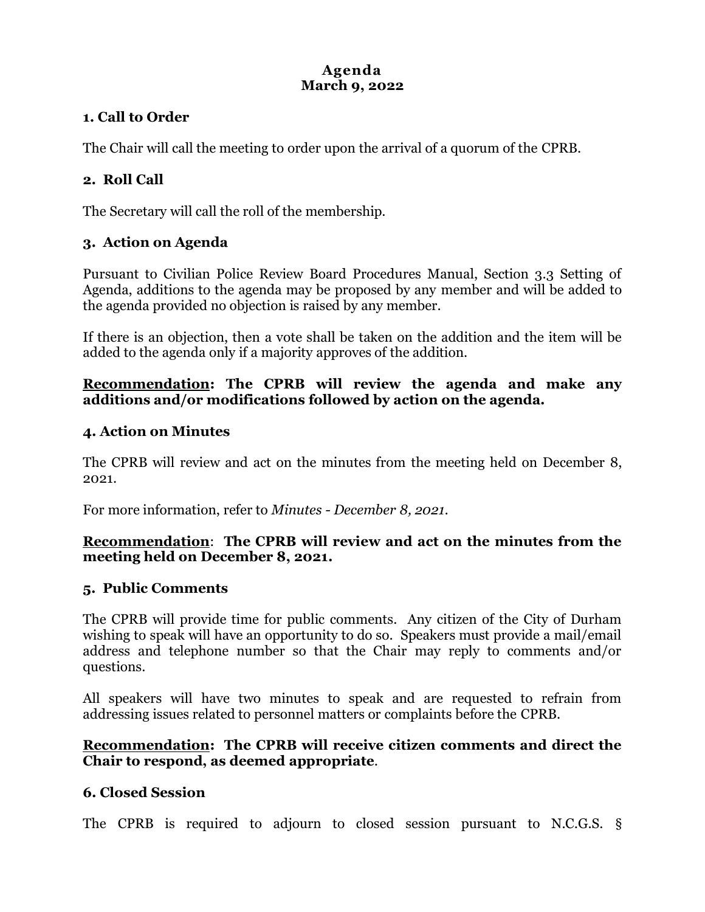**Agenda**
**March 9, 2022**

### 1. Call to Order

The Chair will call the meeting to order upon the arrival of a quorum of the CPRB.

### 2. Roll Call

The Secretary will call the roll of the membership.

### 3. Action on Agenda

Pursuant to Civilian Police Review Board Procedures Manual, Section 3.3 Setting of Agenda, additions to the agenda may be proposed by any member and will be added to the agenda provided no objection is raised by any member.

If there is an objection, then a vote shall be taken on the addition and the item will be added to the agenda only if a majority approves of the addition.

**<u>Recommendation</u>: The CPRB will review the agenda and make any additions and/or modifications followed by action on the agenda.**

### 4. Action on Minutes

The CPRB will review and act on the minutes from the meeting held on December 8, 2021.

For more information, refer to *Minutes - December 8, 2021*.

**<u>Recommendation</u>: The CPRB will review and act on the minutes from the meeting held on December 8, 2021.**

### 5. Public Comments

The CPRB will provide time for public comments. Any citizen of the City of Durham wishing to speak will have an opportunity to do so. Speakers must provide a mail/email address and telephone number so that the Chair may reply to comments and/or questions.

All speakers will have two minutes to speak and are requested to refrain from addressing issues related to personnel matters or complaints before the CPRB.

**<u>Recommendation</u>: The CPRB will receive citizen comments and direct the Chair to respond, as deemed appropriate**.

### 6. Closed Session

The CPRB is required to adjourn to closed session pursuant to N.C.G.S. §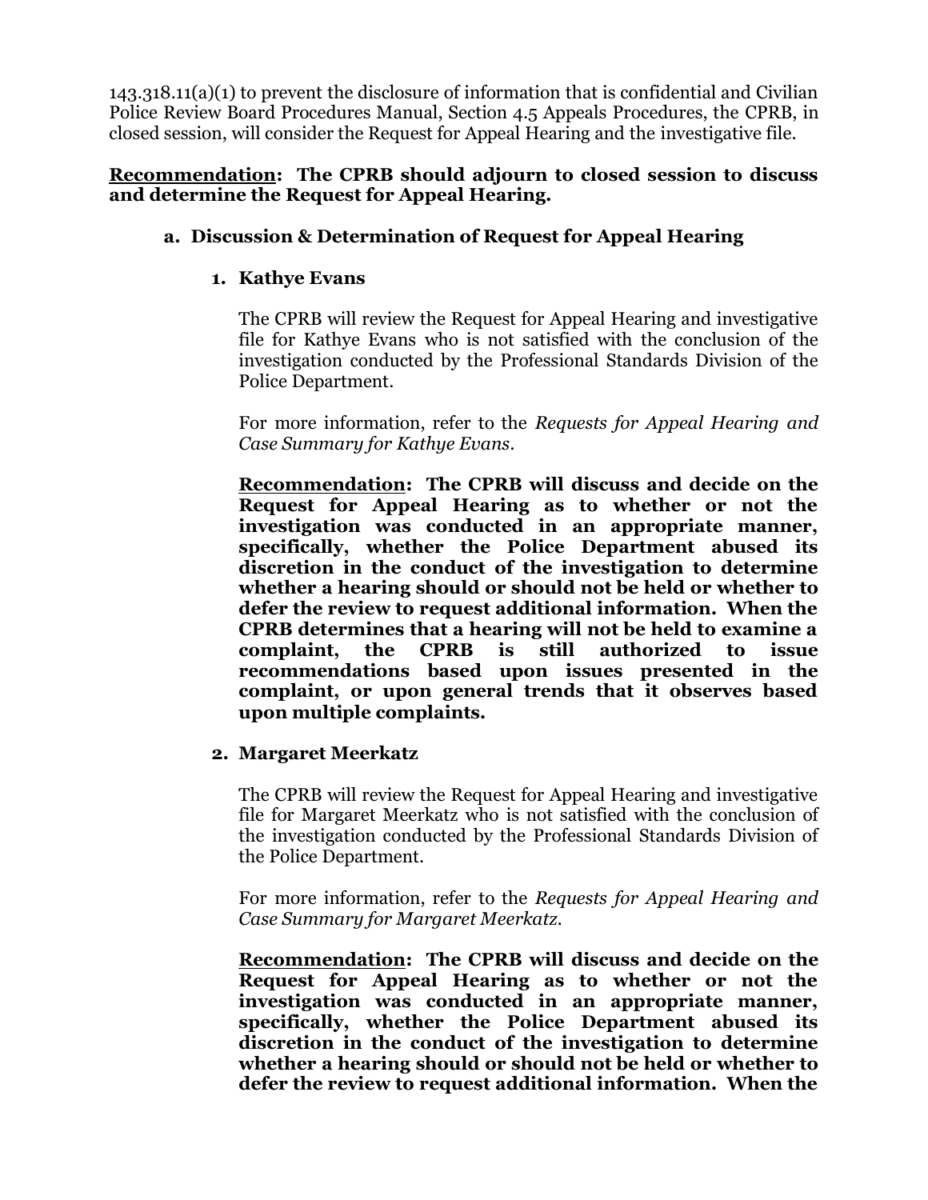143.318.11(a)(1) to prevent the disclosure of information that is confidential and Civilian Police Review Board Procedures Manual, Section 4.5 Appeals Procedures, the CPRB, in closed session, will consider the Request for Appeal Hearing and the investigative file.

**Recommendation: The CPRB should adjourn to closed session to discuss and determine the Request for Appeal Hearing.**

**a. Discussion & Determination of Request for Appeal Hearing**

**1. Kathye Evans**

The CPRB will review the Request for Appeal Hearing and investigative file for Kathye Evans who is not satisfied with the conclusion of the investigation conducted by the Professional Standards Division of the Police Department.

For more information, refer to the *Requests for Appeal Hearing and Case Summary for Kathye Evans*.

**Recommendation: The CPRB will discuss and decide on the Request for Appeal Hearing as to whether or not the investigation was conducted in an appropriate manner, specifically, whether the Police Department abused its discretion in the conduct of the investigation to determine whether a hearing should or should not be held or whether to defer the review to request additional information. When the CPRB determines that a hearing will not be held to examine a complaint, the CPRB is still authorized to issue recommendations based upon issues presented in the complaint, or upon general trends that it observes based upon multiple complaints.**

**2. Margaret Meerkatz**

The CPRB will review the Request for Appeal Hearing and investigative file for Margaret Meerkatz who is not satisfied with the conclusion of the investigation conducted by the Professional Standards Division of the Police Department.

For more information, refer to the *Requests for Appeal Hearing and Case Summary for Margaret Meerkatz*.

**Recommendation: The CPRB will discuss and decide on the Request for Appeal Hearing as to whether or not the investigation was conducted in an appropriate manner, specifically, whether the Police Department abused its discretion in the conduct of the investigation to determine whether a hearing should or should not be held or whether to defer the review to request additional information. When the**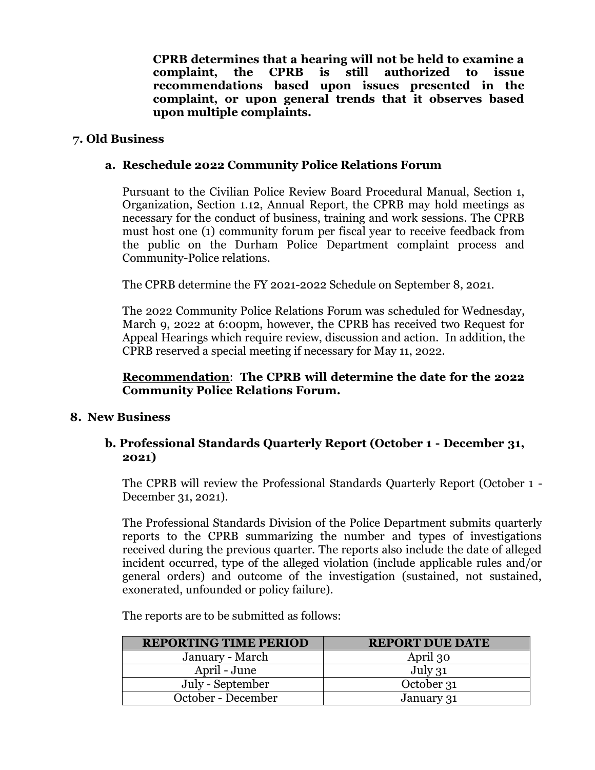**CPRB determines that a hearing will not be held to examine a complaint, the CPRB is still authorized to issue recommendations based upon issues presented in the complaint, or upon general trends that it observes based upon multiple complaints.**

## 7. Old Business

### a. Reschedule 2022 Community Police Relations Forum

Pursuant to the Civilian Police Review Board Procedural Manual, Section 1, Organization, Section 1.12, Annual Report, the CPRB may hold meetings as necessary for the conduct of business, training and work sessions. The CPRB must host one (1) community forum per fiscal year to receive feedback from the public on the Durham Police Department complaint process and Community-Police relations.

The CPRB determine the FY 2021-2022 Schedule on September 8, 2021.

The 2022 Community Police Relations Forum was scheduled for Wednesday, March 9, 2022 at 6:00pm, however, the CPRB has received two Request for Appeal Hearings which require review, discussion and action. In addition, the CPRB reserved a special meeting if necessary for May 11, 2022.

**Recommendation**: **The CPRB will determine the date for the 2022 Community Police Relations Forum.**

## 8. New Business

### b. Professional Standards Quarterly Report (October 1 - December 31, 2021)

The CPRB will review the Professional Standards Quarterly Report (October 1 - December 31, 2021).

The Professional Standards Division of the Police Department submits quarterly reports to the CPRB summarizing the number and types of investigations received during the previous quarter. The reports also include the date of alleged incident occurred, type of the alleged violation (include applicable rules and/or general orders) and outcome of the investigation (sustained, not sustained, exonerated, unfounded or policy failure).

The reports are to be submitted as follows:

| REPORTING TIME PERIOD | REPORT DUE DATE |
| --- | --- |
| January - March | April 30 |
| April - June | July 31 |
| July - September | October 31 |
| October - December | January 31 |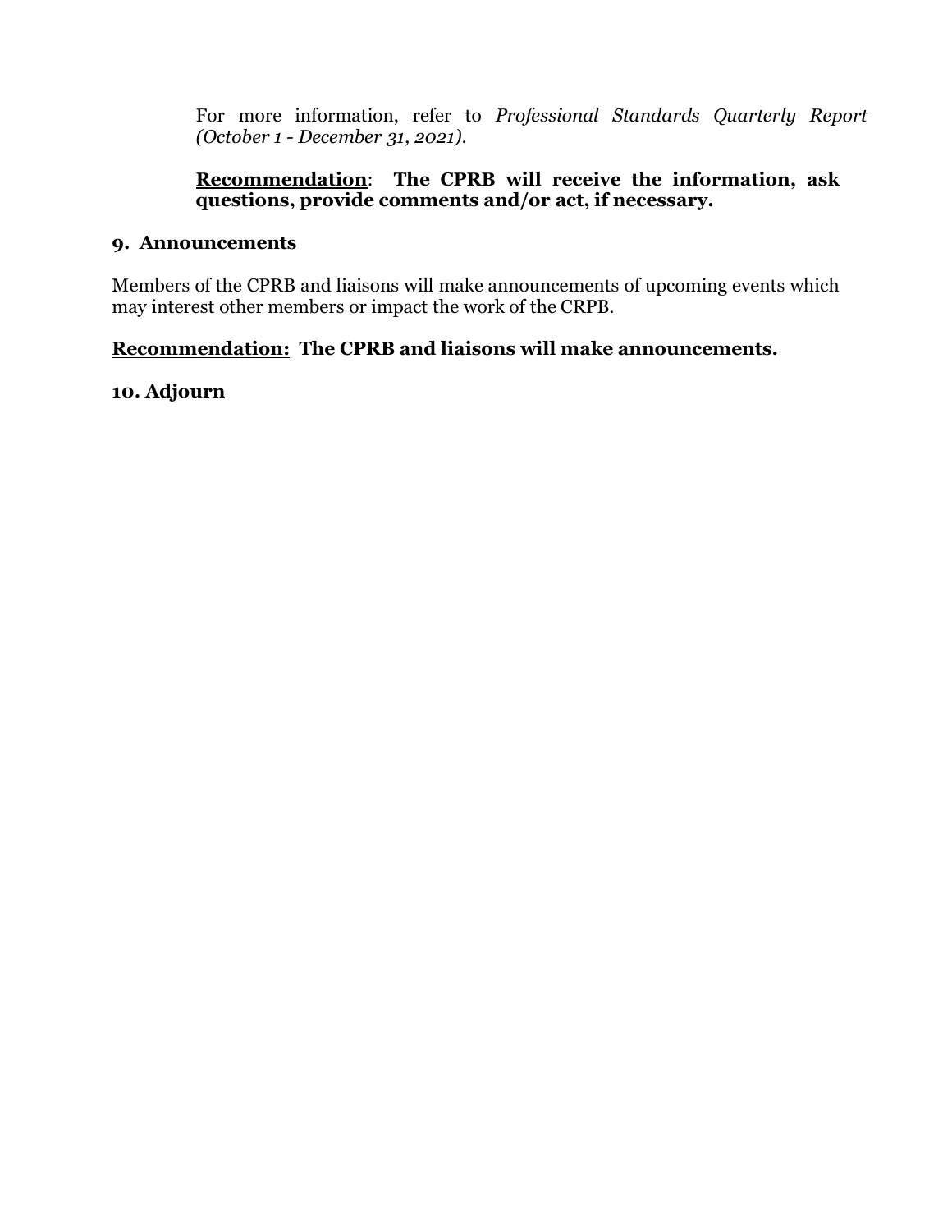For more information, refer to *Professional Standards Quarterly Report (October 1 - December 31, 2021).*

**<u>Recommendation</u>: The CPRB will receive the information, ask questions, provide comments and/or act, if necessary.**

## 9. Announcements

Members of the CPRB and liaisons will make announcements of upcoming events which may interest other members or impact the work of the CRPB.

**<u>Recommendation:</u> The CPRB and liaisons will make announcements.**

## 10. Adjourn